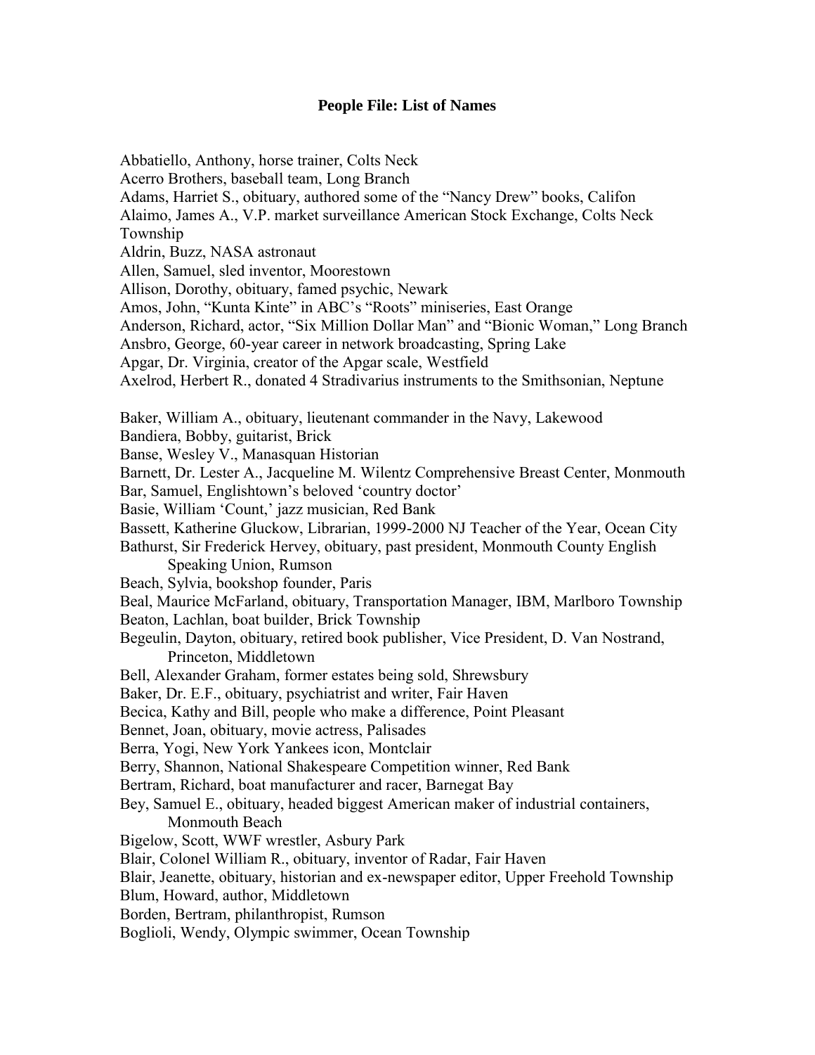# People File: List of Names

Abbatiello, Anthony, horse trainer, Colts Neck
Acerro Brothers, baseball team, Long Branch
Adams, Harriet S., obituary, authored some of the "Nancy Drew" books, Califon
Alaimo, James A., V.P. market surveillance American Stock Exchange, Colts Neck Township
Aldrin, Buzz, NASA astronaut
Allen, Samuel, sled inventor, Moorestown
Allison, Dorothy, obituary, famed psychic, Newark
Amos, John, "Kunta Kinte" in ABC's "Roots" miniseries, East Orange
Anderson, Richard, actor, "Six Million Dollar Man" and "Bionic Woman," Long Branch
Ansbro, George, 60-year career in network broadcasting, Spring Lake
Apgar, Dr. Virginia, creator of the Apgar scale, Westfield
Axelrod, Herbert R., donated 4 Stradivarius instruments to the Smithsonian, Neptune

Baker, William A., obituary, lieutenant commander in the Navy, Lakewood
Bandiera, Bobby, guitarist, Brick
Banse, Wesley V., Manasquan Historian
Barnett, Dr. Lester A., Jacqueline M. Wilentz Comprehensive Breast Center, Monmouth
Bar, Samuel, Englishtown's beloved 'country doctor'
Basie, William 'Count,' jazz musician, Red Bank
Bassett, Katherine Gluckow, Librarian, 1999-2000 NJ Teacher of the Year, Ocean City
Bathurst, Sir Frederick Hervey, obituary, past president, Monmouth County English Speaking Union, Rumson
Beach, Sylvia, bookshop founder, Paris
Beal, Maurice McFarland, obituary, Transportation Manager, IBM, Marlboro Township
Beaton, Lachlan, boat builder, Brick Township
Begeulin, Dayton, obituary, retired book publisher, Vice President, D. Van Nostrand, Princeton, Middletown
Bell, Alexander Graham, former estates being sold, Shrewsbury
Baker, Dr. E.F., obituary, psychiatrist and writer, Fair Haven
Becica, Kathy and Bill, people who make a difference, Point Pleasant
Bennet, Joan, obituary, movie actress, Palisades
Berra, Yogi, New York Yankees icon, Montclair
Berry, Shannon, National Shakespeare Competition winner, Red Bank
Bertram, Richard, boat manufacturer and racer, Barnegat Bay
Bey, Samuel E., obituary, headed biggest American maker of industrial containers, Monmouth Beach
Bigelow, Scott, WWF wrestler, Asbury Park
Blair, Colonel William R., obituary, inventor of Radar, Fair Haven
Blair, Jeanette, obituary, historian and ex-newspaper editor, Upper Freehold Township
Blum, Howard, author, Middletown
Borden, Bertram, philanthropist, Rumson
Boglioli, Wendy, Olympic swimmer, Ocean Township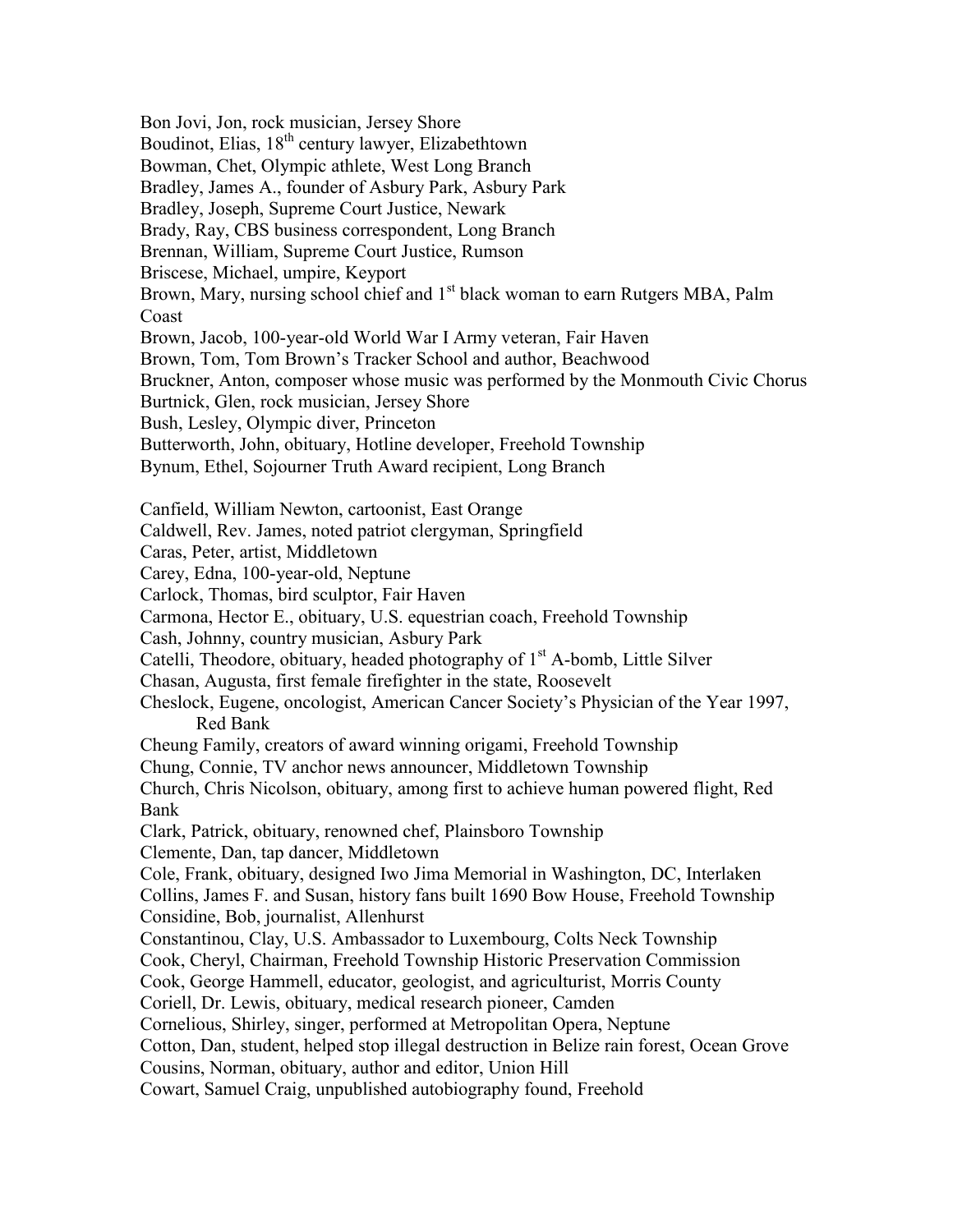Bon Jovi, Jon, rock musician, Jersey Shore
Boudinot, Elias, 18th century lawyer, Elizabethtown
Bowman, Chet, Olympic athlete, West Long Branch
Bradley, James A., founder of Asbury Park, Asbury Park
Bradley, Joseph, Supreme Court Justice, Newark
Brady, Ray, CBS business correspondent, Long Branch
Brennan, William, Supreme Court Justice, Rumson
Briscese, Michael, umpire, Keyport
Brown, Mary, nursing school chief and 1st black woman to earn Rutgers MBA, Palm Coast
Brown, Jacob, 100-year-old World War I Army veteran, Fair Haven
Brown, Tom, Tom Brown's Tracker School and author, Beachwood
Bruckner, Anton, composer whose music was performed by the Monmouth Civic Chorus
Burtnick, Glen, rock musician, Jersey Shore
Bush, Lesley, Olympic diver, Princeton
Butterworth, John, obituary, Hotline developer, Freehold Township
Bynum, Ethel, Sojourner Truth Award recipient, Long Branch

Canfield, William Newton, cartoonist, East Orange
Caldwell, Rev. James, noted patriot clergyman, Springfield
Caras, Peter, artist, Middletown
Carey, Edna, 100-year-old, Neptune
Carlock, Thomas, bird sculptor, Fair Haven
Carmona, Hector E., obituary, U.S. equestrian coach, Freehold Township
Cash, Johnny, country musician, Asbury Park
Catelli, Theodore, obituary, headed photography of 1st A-bomb, Little Silver
Chasan, Augusta, first female firefighter in the state, Roosevelt
Cheslock, Eugene, oncologist, American Cancer Society's Physician of the Year 1997, Red Bank
Cheung Family, creators of award winning origami, Freehold Township
Chung, Connie, TV anchor news announcer, Middletown Township
Church, Chris Nicolson, obituary, among first to achieve human powered flight, Red Bank
Clark, Patrick, obituary, renowned chef, Plainsboro Township
Clemente, Dan, tap dancer, Middletown
Cole, Frank, obituary, designed Iwo Jima Memorial in Washington, DC, Interlaken
Collins, James F. and Susan, history fans built 1690 Bow House, Freehold Township
Considine, Bob, journalist, Allenhurst
Constantinou, Clay, U.S. Ambassador to Luxembourg, Colts Neck Township
Cook, Cheryl, Chairman, Freehold Township Historic Preservation Commission
Cook, George Hammell, educator, geologist, and agriculturist, Morris County
Coriell, Dr. Lewis, obituary, medical research pioneer, Camden
Cornelious, Shirley, singer, performed at Metropolitan Opera, Neptune
Cotton, Dan, student, helped stop illegal destruction in Belize rain forest, Ocean Grove
Cousins, Norman, obituary, author and editor, Union Hill
Cowart, Samuel Craig, unpublished autobiography found, Freehold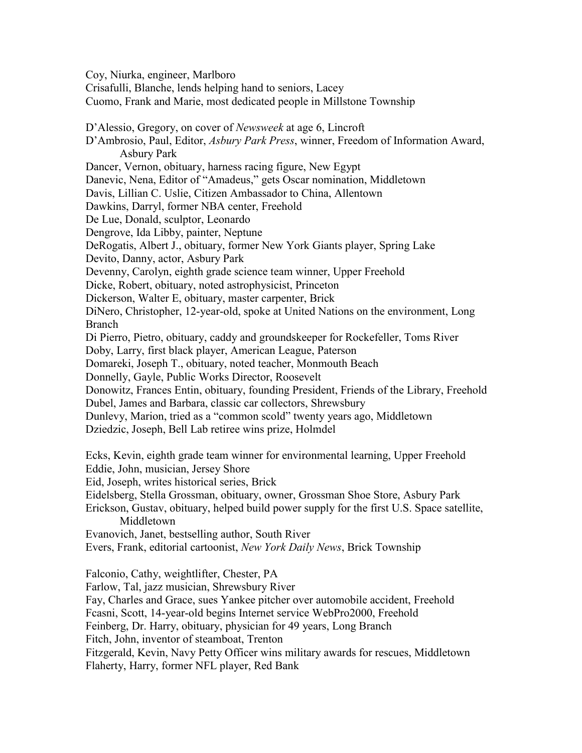Coy, Niurka, engineer, Marlboro
Crisafulli, Blanche, lends helping hand to seniors, Lacey
Cuomo, Frank and Marie, most dedicated people in Millstone Township

D'Alessio, Gregory, on cover of *Newsweek* at age 6, Lincroft
D'Ambrosio, Paul, Editor, *Asbury Park Press*, winner, Freedom of Information Award, Asbury Park
Dancer, Vernon, obituary, harness racing figure, New Egypt
Danevic, Nena, Editor of "Amadeus," gets Oscar nomination, Middletown
Davis, Lillian C. Uslie, Citizen Ambassador to China, Allentown
Dawkins, Darryl, former NBA center, Freehold
De Lue, Donald, sculptor, Leonardo
Dengrove, Ida Libby, painter, Neptune
DeRogatis, Albert J., obituary, former New York Giants player, Spring Lake
Devito, Danny, actor, Asbury Park
Devenny, Carolyn, eighth grade science team winner, Upper Freehold
Dicke, Robert, obituary, noted astrophysicist, Princeton
Dickerson, Walter E, obituary, master carpenter, Brick
DiNero, Christopher, 12-year-old, spoke at United Nations on the environment, Long Branch
Di Pierro, Pietro, obituary, caddy and groundskeeper for Rockefeller, Toms River
Doby, Larry, first black player, American League, Paterson
Domareki, Joseph T., obituary, noted teacher, Monmouth Beach
Donnelly, Gayle, Public Works Director, Roosevelt
Donowitz, Frances Entin, obituary, founding President, Friends of the Library, Freehold
Dubel, James and Barbara, classic car collectors, Shrewsbury
Dunlevy, Marion, tried as a "common scold" twenty years ago, Middletown
Dziedzic, Joseph, Bell Lab retiree wins prize, Holmdel

Ecks, Kevin, eighth grade team winner for environmental learning, Upper Freehold
Eddie, John, musician, Jersey Shore
Eid, Joseph, writes historical series, Brick
Eidelsberg, Stella Grossman, obituary, owner, Grossman Shoe Store, Asbury Park
Erickson, Gustav, obituary, helped build power supply for the first U.S. Space satellite, Middletown
Evanovich, Janet, bestselling author, South River
Evers, Frank, editorial cartoonist, *New York Daily News*, Brick Township

Falconio, Cathy, weightlifter, Chester, PA
Farlow, Tal, jazz musician, Shrewsbury River
Fay, Charles and Grace, sues Yankee pitcher over automobile accident, Freehold
Fcasni, Scott, 14-year-old begins Internet service WebPro2000, Freehold
Feinberg, Dr. Harry, obituary, physician for 49 years, Long Branch
Fitch, John, inventor of steamboat, Trenton
Fitzgerald, Kevin, Navy Petty Officer wins military awards for rescues, Middletown
Flaherty, Harry, former NFL player, Red Bank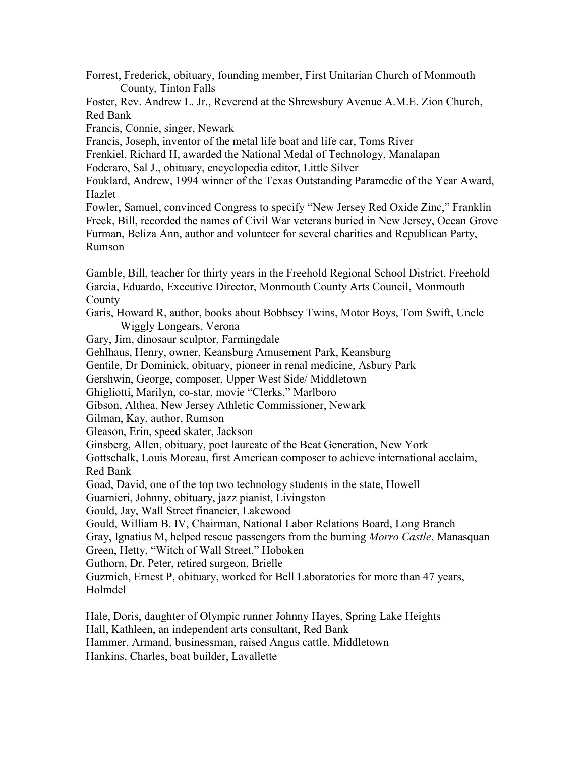Forrest, Frederick, obituary, founding member, First Unitarian Church of Monmouth County, Tinton Falls

Foster, Rev. Andrew L. Jr., Reverend at the Shrewsbury Avenue A.M.E. Zion Church, Red Bank

Francis, Connie, singer, Newark

Francis, Joseph, inventor of the metal life boat and life car, Toms River

Frenkiel, Richard H, awarded the National Medal of Technology, Manalapan

Foderaro, Sal J., obituary, encyclopedia editor, Little Silver

Fouklard, Andrew, 1994 winner of the Texas Outstanding Paramedic of the Year Award, Hazlet

Fowler, Samuel, convinced Congress to specify "New Jersey Red Oxide Zinc," Franklin

Freck, Bill, recorded the names of Civil War veterans buried in New Jersey, Ocean Grove

Furman, Beliza Ann, author and volunteer for several charities and Republican Party, Rumson

Gamble, Bill, teacher for thirty years in the Freehold Regional School District, Freehold

Garcia, Eduardo, Executive Director, Monmouth County Arts Council, Monmouth County

Garis, Howard R, author, books about Bobbsey Twins, Motor Boys, Tom Swift, Uncle Wiggly Longears, Verona

Gary, Jim, dinosaur sculptor, Farmingdale

Gehlhaus, Henry, owner, Keansburg Amusement Park, Keansburg

Gentile, Dr Dominick, obituary, pioneer in renal medicine, Asbury Park

Gershwin, George, composer, Upper West Side/ Middletown

Ghigliotti, Marilyn, co-star, movie "Clerks," Marlboro

Gibson, Althea, New Jersey Athletic Commissioner, Newark

Gilman, Kay, author, Rumson

Gleason, Erin, speed skater, Jackson

Ginsberg, Allen, obituary, poet laureate of the Beat Generation, New York

Gottschalk, Louis Moreau, first American composer to achieve international acclaim, Red Bank

Goad, David, one of the top two technology students in the state, Howell

Guarnieri, Johnny, obituary, jazz pianist, Livingston

Gould, Jay, Wall Street financier, Lakewood

Gould, William B. IV, Chairman, National Labor Relations Board, Long Branch

Gray, Ignatius M, helped rescue passengers from the burning *Morro Castle*, Manasquan

Green, Hetty, "Witch of Wall Street," Hoboken

Guthorn, Dr. Peter, retired surgeon, Brielle

Guzmich, Ernest P, obituary, worked for Bell Laboratories for more than 47 years, Holmdel

Hale, Doris, daughter of Olympic runner Johnny Hayes, Spring Lake Heights

Hall, Kathleen, an independent arts consultant, Red Bank

Hammer, Armand, businessman, raised Angus cattle, Middletown

Hankins, Charles, boat builder, Lavallette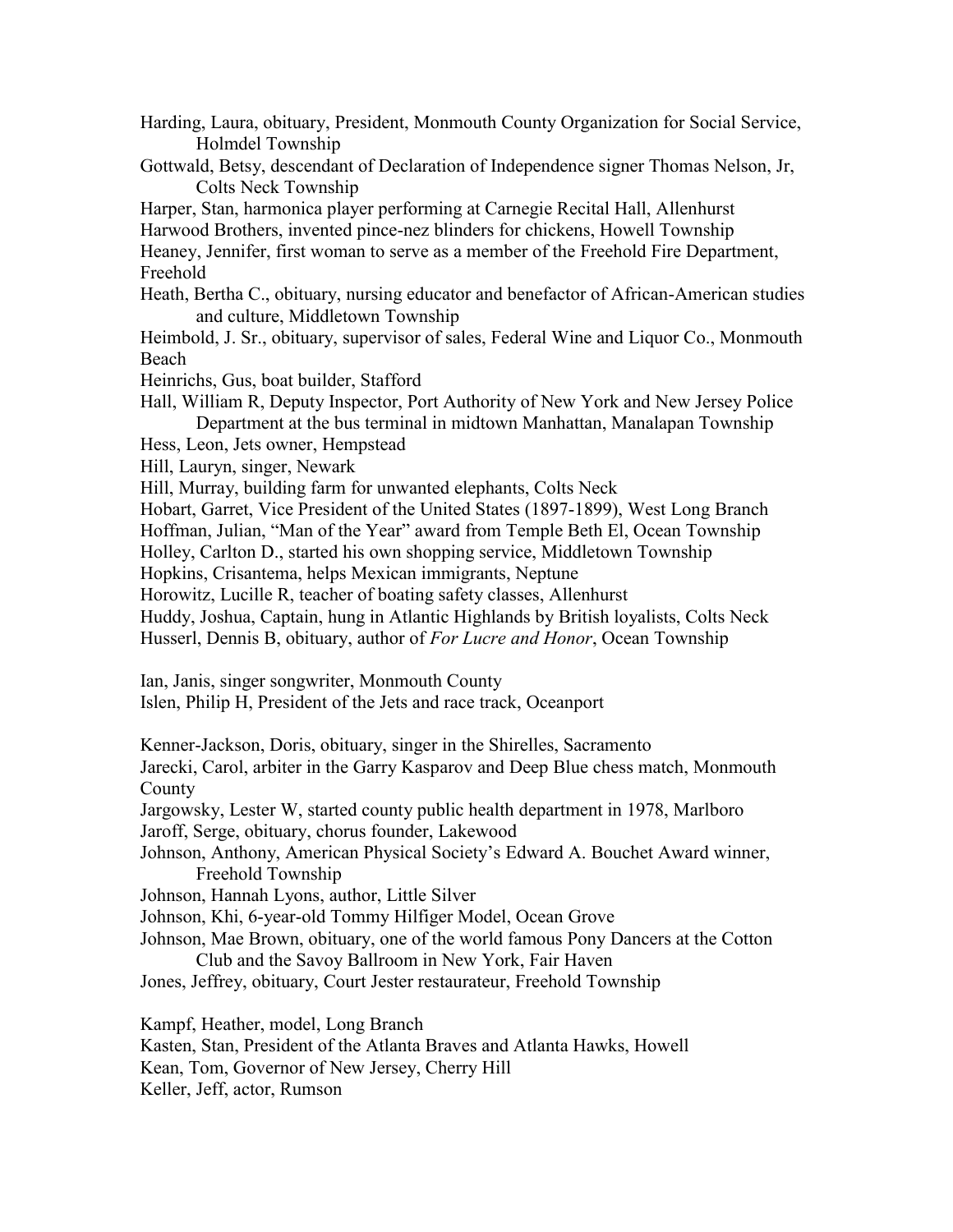Harding, Laura, obituary, President, Monmouth County Organization for Social Service, Holmdel Township

Gottwald, Betsy, descendant of Declaration of Independence signer Thomas Nelson, Jr, Colts Neck Township

Harper, Stan, harmonica player performing at Carnegie Recital Hall, Allenhurst

Harwood Brothers, invented pince-nez blinders for chickens, Howell Township

Heaney, Jennifer, first woman to serve as a member of the Freehold Fire Department, Freehold

Heath, Bertha C., obituary, nursing educator and benefactor of African-American studies and culture, Middletown Township

Heimbold, J. Sr., obituary, supervisor of sales, Federal Wine and Liquor Co., Monmouth Beach

Heinrichs, Gus, boat builder, Stafford

Hall, William R, Deputy Inspector, Port Authority of New York and New Jersey Police Department at the bus terminal in midtown Manhattan, Manalapan Township

Hess, Leon, Jets owner, Hempstead

Hill, Lauryn, singer, Newark

Hill, Murray, building farm for unwanted elephants, Colts Neck

Hobart, Garret, Vice President of the United States (1897-1899), West Long Branch

Hoffman, Julian, "Man of the Year" award from Temple Beth El, Ocean Township

Holley, Carlton D., started his own shopping service, Middletown Township

Hopkins, Crisantema, helps Mexican immigrants, Neptune

Horowitz, Lucille R, teacher of boating safety classes, Allenhurst

Huddy, Joshua, Captain, hung in Atlantic Highlands by British loyalists, Colts Neck

Husserl, Dennis B, obituary, author of *For Lucre and Honor*, Ocean Township

Ian, Janis, singer songwriter, Monmouth County

Islen, Philip H, President of the Jets and race track, Oceanport

Kenner-Jackson, Doris, obituary, singer in the Shirelles, Sacramento

Jarecki, Carol, arbiter in the Garry Kasparov and Deep Blue chess match, Monmouth County

Jargowsky, Lester W, started county public health department in 1978, Marlboro

Jaroff, Serge, obituary, chorus founder, Lakewood

Johnson, Anthony, American Physical Society's Edward A. Bouchet Award winner, Freehold Township

Johnson, Hannah Lyons, author, Little Silver

Johnson, Khi, 6-year-old Tommy Hilfiger Model, Ocean Grove

Johnson, Mae Brown, obituary, one of the world famous Pony Dancers at the Cotton Club and the Savoy Ballroom in New York, Fair Haven

Jones, Jeffrey, obituary, Court Jester restaurateur, Freehold Township

Kampf, Heather, model, Long Branch

Kasten, Stan, President of the Atlanta Braves and Atlanta Hawks, Howell

Kean, Tom, Governor of New Jersey, Cherry Hill

Keller, Jeff, actor, Rumson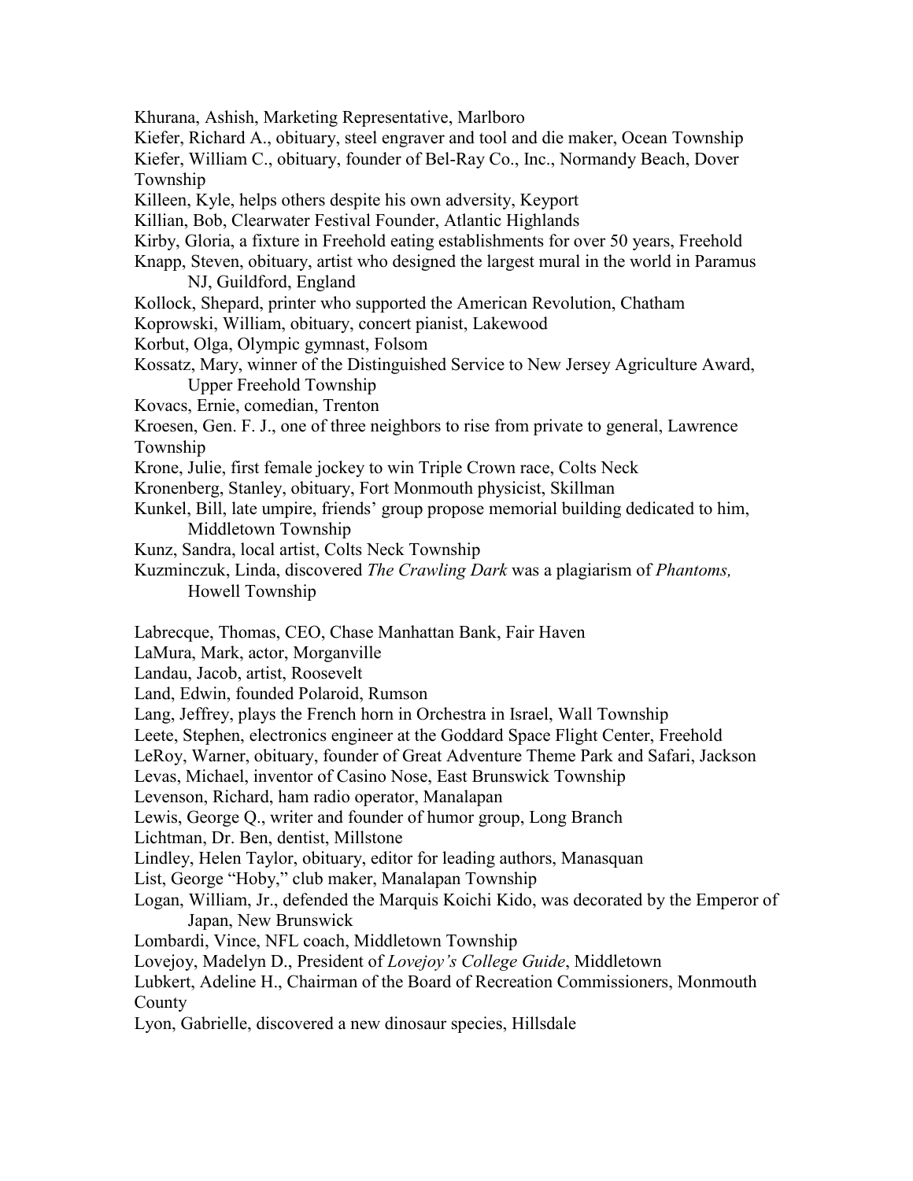Khurana, Ashish, Marketing Representative, Marlboro

Kiefer, Richard A., obituary, steel engraver and tool and die maker, Ocean Township

Kiefer, William C., obituary, founder of Bel-Ray Co., Inc., Normandy Beach, Dover Township

Killeen, Kyle, helps others despite his own adversity, Keyport

Killian, Bob, Clearwater Festival Founder, Atlantic Highlands

Kirby, Gloria, a fixture in Freehold eating establishments for over 50 years, Freehold

Knapp, Steven, obituary, artist who designed the largest mural in the world in Paramus NJ, Guildford, England

Kollock, Shepard, printer who supported the American Revolution, Chatham

Koprowski, William, obituary, concert pianist, Lakewood

Korbut, Olga, Olympic gymnast, Folsom

Kossatz, Mary, winner of the Distinguished Service to New Jersey Agriculture Award, Upper Freehold Township

Kovacs, Ernie, comedian, Trenton

Kroesen, Gen. F. J., one of three neighbors to rise from private to general, Lawrence Township

Krone, Julie, first female jockey to win Triple Crown race, Colts Neck

Kronenberg, Stanley, obituary, Fort Monmouth physicist, Skillman

Kunkel, Bill, late umpire, friends' group propose memorial building dedicated to him, Middletown Township

Kunz, Sandra, local artist, Colts Neck Township

Kuzminczuk, Linda, discovered *The Crawling Dark* was a plagiarism of *Phantoms,* Howell Township

Labrecque, Thomas, CEO, Chase Manhattan Bank, Fair Haven

LaMura, Mark, actor, Morganville

Landau, Jacob, artist, Roosevelt

Land, Edwin, founded Polaroid, Rumson

Lang, Jeffrey, plays the French horn in Orchestra in Israel, Wall Township

Leete, Stephen, electronics engineer at the Goddard Space Flight Center, Freehold

LeRoy, Warner, obituary, founder of Great Adventure Theme Park and Safari, Jackson

Levas, Michael, inventor of Casino Nose, East Brunswick Township

Levenson, Richard, ham radio operator, Manalapan

Lewis, George Q., writer and founder of humor group, Long Branch

Lichtman, Dr. Ben, dentist, Millstone

Lindley, Helen Taylor, obituary, editor for leading authors, Manasquan

List, George "Hoby," club maker, Manalapan Township

Logan, William, Jr., defended the Marquis Koichi Kido, was decorated by the Emperor of Japan, New Brunswick

Lombardi, Vince, NFL coach, Middletown Township

Lovejoy, Madelyn D., President of *Lovejoy's College Guide*, Middletown

Lubkert, Adeline H., Chairman of the Board of Recreation Commissioners, Monmouth County

Lyon, Gabrielle, discovered a new dinosaur species, Hillsdale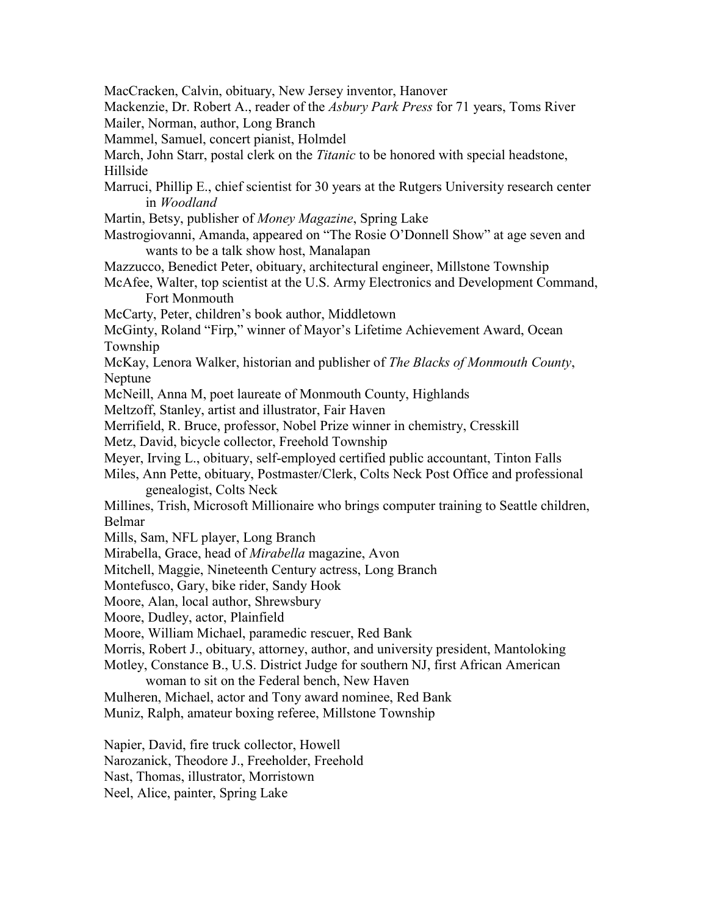MacCracken, Calvin, obituary, New Jersey inventor, Hanover

Mackenzie, Dr. Robert A., reader of the *Asbury Park Press* for 71 years, Toms River

Mailer, Norman, author, Long Branch

Mammel, Samuel, concert pianist, Holmdel

March, John Starr, postal clerk on the *Titanic* to be honored with special headstone, Hillside

Marruci, Phillip E., chief scientist for 30 years at the Rutgers University research center in *Woodland*

Martin, Betsy, publisher of *Money Magazine*, Spring Lake

Mastrogiovanni, Amanda, appeared on "The Rosie O'Donnell Show" at age seven and wants to be a talk show host, Manalapan

Mazzucco, Benedict Peter, obituary, architectural engineer, Millstone Township

McAfee, Walter, top scientist at the U.S. Army Electronics and Development Command, Fort Monmouth

McCarty, Peter, children's book author, Middletown

McGinty, Roland "Firp," winner of Mayor's Lifetime Achievement Award, Ocean Township

McKay, Lenora Walker, historian and publisher of *The Blacks of Monmouth County*, Neptune

McNeill, Anna M, poet laureate of Monmouth County, Highlands

Meltzoff, Stanley, artist and illustrator, Fair Haven

Merrifield, R. Bruce, professor, Nobel Prize winner in chemistry, Cresskill

Metz, David, bicycle collector, Freehold Township

Meyer, Irving L., obituary, self-employed certified public accountant, Tinton Falls

Miles, Ann Pette, obituary, Postmaster/Clerk, Colts Neck Post Office and professional genealogist, Colts Neck

Millines, Trish, Microsoft Millionaire who brings computer training to Seattle children, Belmar

Mills, Sam, NFL player, Long Branch

Mirabella, Grace, head of *Mirabella* magazine, Avon

Mitchell, Maggie, Nineteenth Century actress, Long Branch

Montefusco, Gary, bike rider, Sandy Hook

Moore, Alan, local author, Shrewsbury

Moore, Dudley, actor, Plainfield

Moore, William Michael, paramedic rescuer, Red Bank

Morris, Robert J., obituary, attorney, author, and university president, Mantoloking

Motley, Constance B., U.S. District Judge for southern NJ, first African American woman to sit on the Federal bench, New Haven

Mulheren, Michael, actor and Tony award nominee, Red Bank

Muniz, Ralph, amateur boxing referee, Millstone Township

Napier, David, fire truck collector, Howell

Narozanick, Theodore J., Freeholder, Freehold

Nast, Thomas, illustrator, Morristown

Neel, Alice, painter, Spring Lake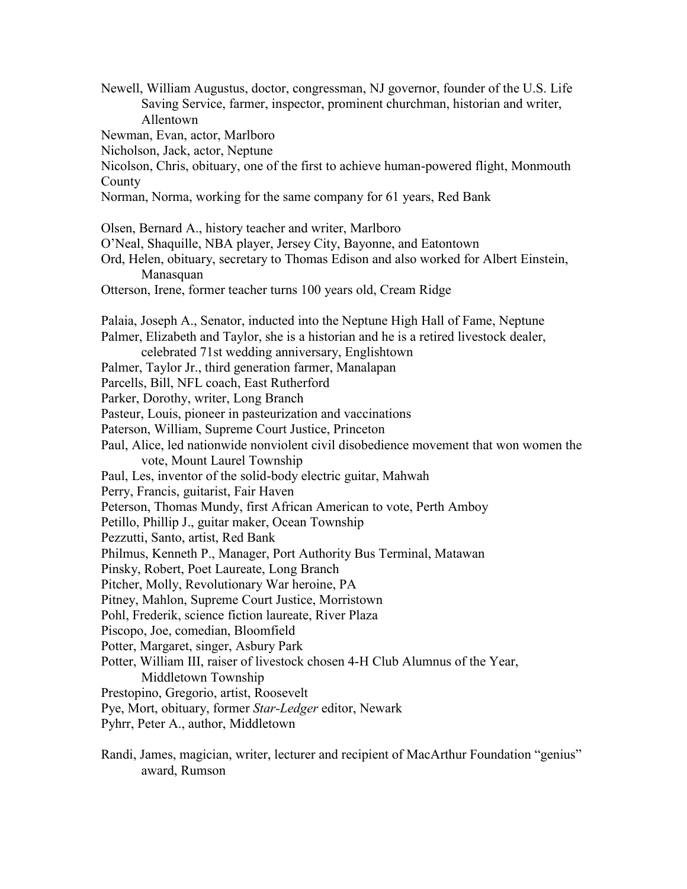Newell, William Augustus, doctor, congressman, NJ governor, founder of the U.S. Life Saving Service, farmer, inspector, prominent churchman, historian and writer, Allentown

Newman, Evan, actor, Marlboro

Nicholson, Jack, actor, Neptune

Nicolson, Chris, obituary, one of the first to achieve human-powered flight, Monmouth County

Norman, Norma, working for the same company for 61 years, Red Bank

Olsen, Bernard A., history teacher and writer, Marlboro

O'Neal, Shaquille, NBA player, Jersey City, Bayonne, and Eatontown

Ord, Helen, obituary, secretary to Thomas Edison and also worked for Albert Einstein, Manasquan

Otterson, Irene, former teacher turns 100 years old, Cream Ridge

Palaia, Joseph A., Senator, inducted into the Neptune High Hall of Fame, Neptune

Palmer, Elizabeth and Taylor, she is a historian and he is a retired livestock dealer, celebrated 71st wedding anniversary, Englishtown

Palmer, Taylor Jr., third generation farmer, Manalapan

Parcells, Bill, NFL coach, East Rutherford

Parker, Dorothy, writer, Long Branch

Pasteur, Louis, pioneer in pasteurization and vaccinations

Paterson, William, Supreme Court Justice, Princeton

Paul, Alice, led nationwide nonviolent civil disobedience movement that won women the vote, Mount Laurel Township

Paul, Les, inventor of the solid-body electric guitar, Mahwah

Perry, Francis, guitarist, Fair Haven

Peterson, Thomas Mundy, first African American to vote, Perth Amboy

Petillo, Phillip J., guitar maker, Ocean Township

Pezzutti, Santo, artist, Red Bank

Philmus, Kenneth P., Manager, Port Authority Bus Terminal, Matawan

Pinsky, Robert, Poet Laureate, Long Branch

Pitcher, Molly, Revolutionary War heroine, PA

Pitney, Mahlon, Supreme Court Justice, Morristown

Pohl, Frederik, science fiction laureate, River Plaza

Piscopo, Joe, comedian, Bloomfield

Potter, Margaret, singer, Asbury Park

Potter, William III, raiser of livestock chosen 4-H Club Alumnus of the Year, Middletown Township

Prestopino, Gregorio, artist, Roosevelt

Pye, Mort, obituary, former *Star-Ledger* editor, Newark

Pyhrr, Peter A., author, Middletown

Randi, James, magician, writer, lecturer and recipient of MacArthur Foundation "genius" award, Rumson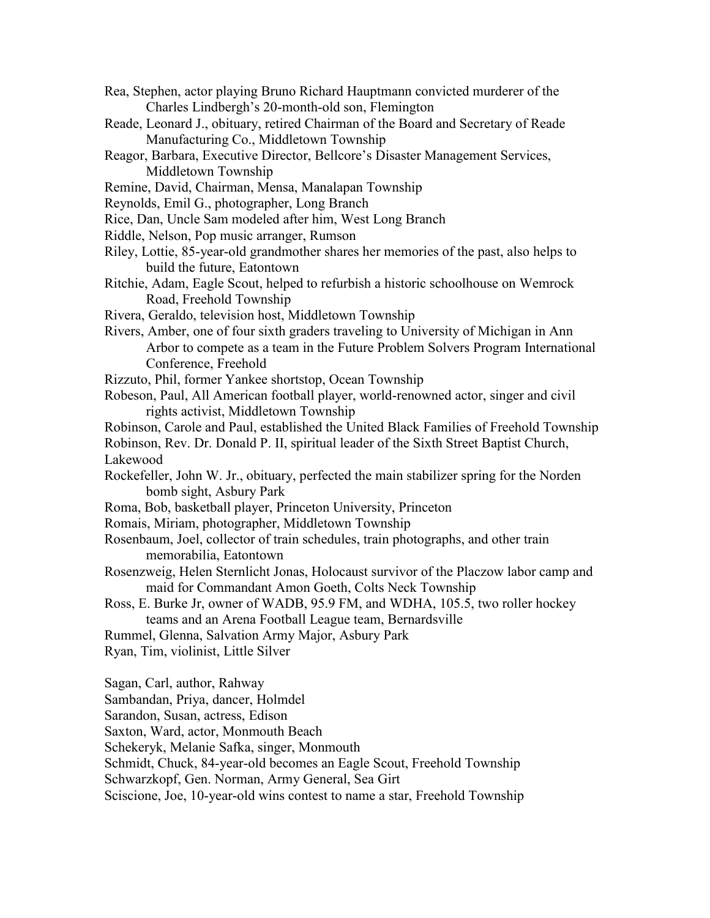Rea, Stephen, actor playing Bruno Richard Hauptmann convicted murderer of the Charles Lindbergh's 20-month-old son, Flemington

Reade, Leonard J., obituary, retired Chairman of the Board and Secretary of Reade Manufacturing Co., Middletown Township

Reagor, Barbara, Executive Director, Bellcore's Disaster Management Services, Middletown Township

Remine, David, Chairman, Mensa, Manalapan Township

Reynolds, Emil G., photographer, Long Branch

Rice, Dan, Uncle Sam modeled after him, West Long Branch

Riddle, Nelson, Pop music arranger, Rumson

Riley, Lottie, 85-year-old grandmother shares her memories of the past, also helps to build the future, Eatontown

Ritchie, Adam, Eagle Scout, helped to refurbish a historic schoolhouse on Wemrock Road, Freehold Township

Rivera, Geraldo, television host, Middletown Township

Rivers, Amber, one of four sixth graders traveling to University of Michigan in Ann Arbor to compete as a team in the Future Problem Solvers Program International Conference, Freehold

Rizzuto, Phil, former Yankee shortstop, Ocean Township

Robeson, Paul, All American football player, world-renowned actor, singer and civil rights activist, Middletown Township

Robinson, Carole and Paul, established the United Black Families of Freehold Township

Robinson, Rev. Dr. Donald P. II, spiritual leader of the Sixth Street Baptist Church, Lakewood

Rockefeller, John W. Jr., obituary, perfected the main stabilizer spring for the Norden bomb sight, Asbury Park

Roma, Bob, basketball player, Princeton University, Princeton

Romais, Miriam, photographer, Middletown Township

Rosenbaum, Joel, collector of train schedules, train photographs, and other train memorabilia, Eatontown

Rosenzweig, Helen Sternlicht Jonas, Holocaust survivor of the Placzow labor camp and maid for Commandant Amon Goeth, Colts Neck Township

Ross, E. Burke Jr, owner of WADB, 95.9 FM, and WDHA, 105.5, two roller hockey teams and an Arena Football League team, Bernardsville

Rummel, Glenna, Salvation Army Major, Asbury Park

Ryan, Tim, violinist, Little Silver

Sagan, Carl, author, Rahway

Sambandan, Priya, dancer, Holmdel

Sarandon, Susan, actress, Edison

Saxton, Ward, actor, Monmouth Beach

Schekeryk, Melanie Safka, singer, Monmouth

Schmidt, Chuck, 84-year-old becomes an Eagle Scout, Freehold Township

Schwarzkopf, Gen. Norman, Army General, Sea Girt

Sciscione, Joe, 10-year-old wins contest to name a star, Freehold Township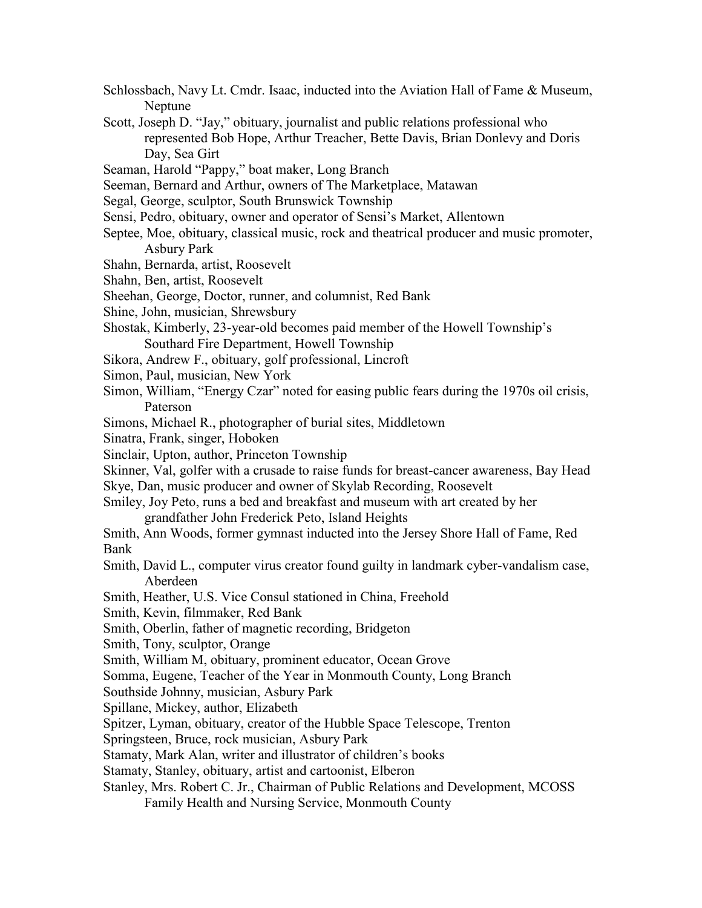Schlossbach, Navy Lt. Cmdr. Isaac, inducted into the Aviation Hall of Fame & Museum, Neptune

Scott, Joseph D. "Jay," obituary, journalist and public relations professional who represented Bob Hope, Arthur Treacher, Bette Davis, Brian Donlevy and Doris Day, Sea Girt

Seaman, Harold "Pappy," boat maker, Long Branch

Seeman, Bernard and Arthur, owners of The Marketplace, Matawan

Segal, George, sculptor, South Brunswick Township

Sensi, Pedro, obituary, owner and operator of Sensi's Market, Allentown

Septee, Moe, obituary, classical music, rock and theatrical producer and music promoter, Asbury Park

Shahn, Bernarda, artist, Roosevelt

Shahn, Ben, artist, Roosevelt

Sheehan, George, Doctor, runner, and columnist, Red Bank

Shine, John, musician, Shrewsbury

Shostak, Kimberly, 23-year-old becomes paid member of the Howell Township's Southard Fire Department, Howell Township

Sikora, Andrew F., obituary, golf professional, Lincroft

Simon, Paul, musician, New York

Simon, William, "Energy Czar" noted for easing public fears during the 1970s oil crisis, Paterson

Simons, Michael R., photographer of burial sites, Middletown

Sinatra, Frank, singer, Hoboken

Sinclair, Upton, author, Princeton Township

Skinner, Val, golfer with a crusade to raise funds for breast-cancer awareness, Bay Head

Skye, Dan, music producer and owner of Skylab Recording, Roosevelt

Smiley, Joy Peto, runs a bed and breakfast and museum with art created by her grandfather John Frederick Peto, Island Heights

Smith, Ann Woods, former gymnast inducted into the Jersey Shore Hall of Fame, Red Bank

Smith, David L., computer virus creator found guilty in landmark cyber-vandalism case, Aberdeen

Smith, Heather, U.S. Vice Consul stationed in China, Freehold

Smith, Kevin, filmmaker, Red Bank

Smith, Oberlin, father of magnetic recording, Bridgeton

Smith, Tony, sculptor, Orange

Smith, William M, obituary, prominent educator, Ocean Grove

Somma, Eugene, Teacher of the Year in Monmouth County, Long Branch

Southside Johnny, musician, Asbury Park

Spillane, Mickey, author, Elizabeth

Spitzer, Lyman, obituary, creator of the Hubble Space Telescope, Trenton

Springsteen, Bruce, rock musician, Asbury Park

Stamaty, Mark Alan, writer and illustrator of children's books

Stamaty, Stanley, obituary, artist and cartoonist, Elberon

Stanley, Mrs. Robert C. Jr., Chairman of Public Relations and Development, MCOSS Family Health and Nursing Service, Monmouth County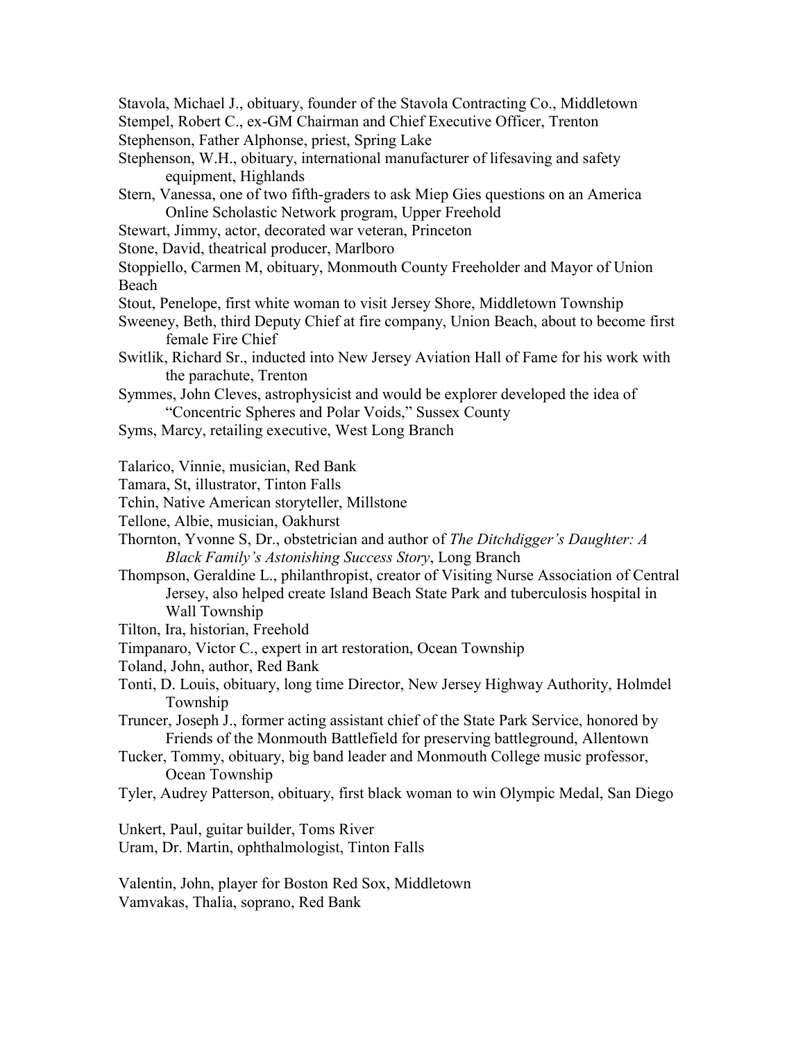Stavola, Michael J., obituary, founder of the Stavola Contracting Co., Middletown

Stempel, Robert C., ex-GM Chairman and Chief Executive Officer, Trenton

Stephenson, Father Alphonse, priest, Spring Lake

Stephenson, W.H., obituary, international manufacturer of lifesaving and safety equipment, Highlands

Stern, Vanessa, one of two fifth-graders to ask Miep Gies questions on an America Online Scholastic Network program, Upper Freehold

Stewart, Jimmy, actor, decorated war veteran, Princeton

Stone, David, theatrical producer, Marlboro

Stoppiello, Carmen M, obituary, Monmouth County Freeholder and Mayor of Union Beach

Stout, Penelope, first white woman to visit Jersey Shore, Middletown Township

Sweeney, Beth, third Deputy Chief at fire company, Union Beach, about to become first female Fire Chief

Switlik, Richard Sr., inducted into New Jersey Aviation Hall of Fame for his work with the parachute, Trenton

Symmes, John Cleves, astrophysicist and would be explorer developed the idea of "Concentric Spheres and Polar Voids," Sussex County

Syms, Marcy, retailing executive, West Long Branch

Talarico, Vinnie, musician, Red Bank

Tamara, St, illustrator, Tinton Falls

Tchin, Native American storyteller, Millstone

Tellone, Albie, musician, Oakhurst

Thornton, Yvonne S, Dr., obstetrician and author of *The Ditchdigger's Daughter: A Black Family's Astonishing Success Story*, Long Branch

Thompson, Geraldine L., philanthropist, creator of Visiting Nurse Association of Central Jersey, also helped create Island Beach State Park and tuberculosis hospital in Wall Township

Tilton, Ira, historian, Freehold

Timpanaro, Victor C., expert in art restoration, Ocean Township

Toland, John, author, Red Bank

Tonti, D. Louis, obituary, long time Director, New Jersey Highway Authority, Holmdel Township

Truncer, Joseph J., former acting assistant chief of the State Park Service, honored by Friends of the Monmouth Battlefield for preserving battleground, Allentown

Tucker, Tommy, obituary, big band leader and Monmouth College music professor, Ocean Township

Tyler, Audrey Patterson, obituary, first black woman to win Olympic Medal, San Diego

Unkert, Paul, guitar builder, Toms River

Uram, Dr. Martin, ophthalmologist, Tinton Falls

Valentin, John, player for Boston Red Sox, Middletown

Vamvakas, Thalia, soprano, Red Bank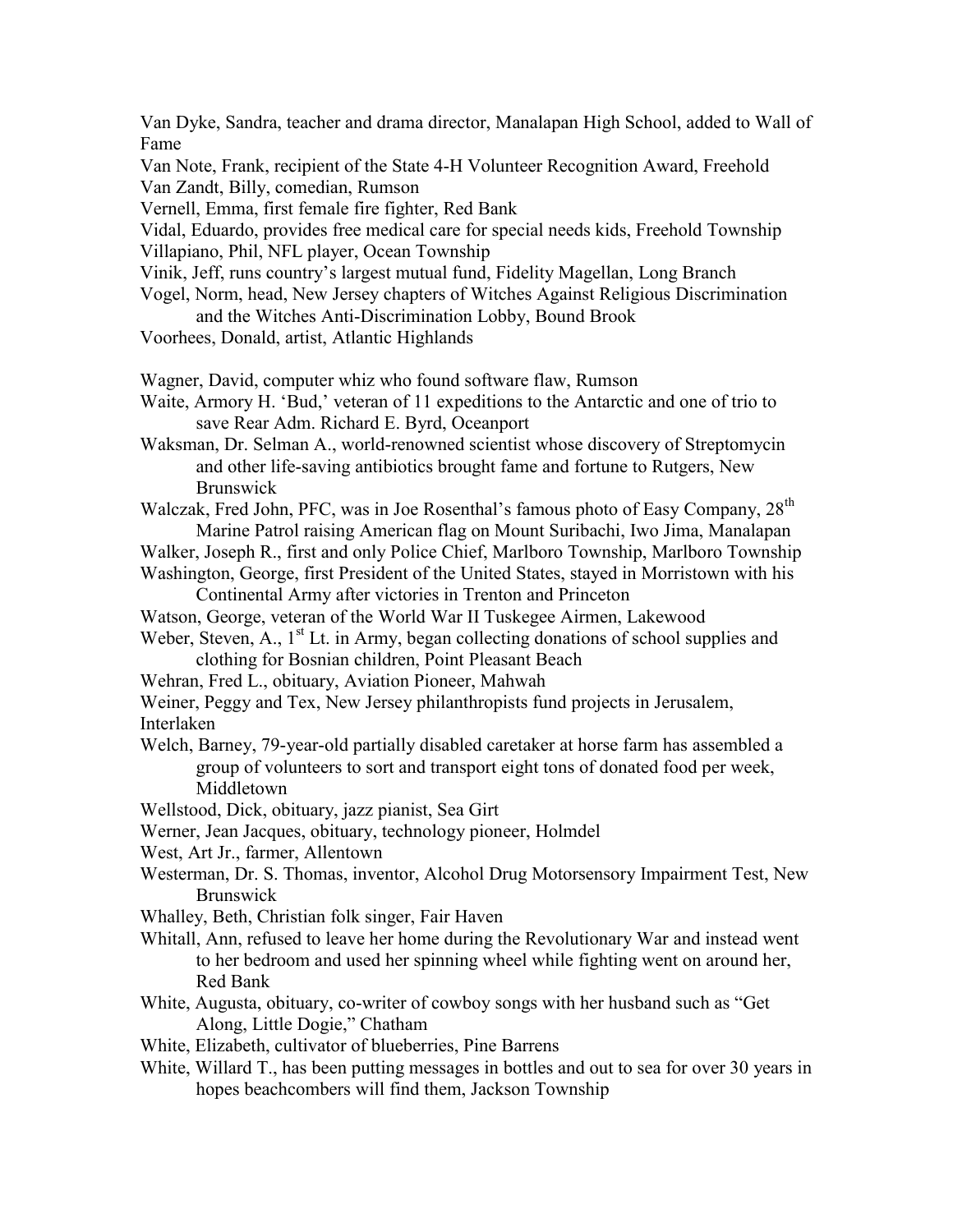Van Dyke, Sandra, teacher and drama director, Manalapan High School, added to Wall of Fame

Van Note, Frank, recipient of the State 4-H Volunteer Recognition Award, Freehold

Van Zandt, Billy, comedian, Rumson

Vernell, Emma, first female fire fighter, Red Bank

Vidal, Eduardo, provides free medical care for special needs kids, Freehold Township

Villapiano, Phil, NFL player, Ocean Township

Vinik, Jeff, runs country's largest mutual fund, Fidelity Magellan, Long Branch

Vogel, Norm, head, New Jersey chapters of Witches Against Religious Discrimination and the Witches Anti-Discrimination Lobby, Bound Brook

Voorhees, Donald, artist, Atlantic Highlands

Wagner, David, computer whiz who found software flaw, Rumson

Waite, Armory H. 'Bud,' veteran of 11 expeditions to the Antarctic and one of trio to save Rear Adm. Richard E. Byrd, Oceanport

Waksman, Dr. Selman A., world-renowned scientist whose discovery of Streptomycin and other life-saving antibiotics brought fame and fortune to Rutgers, New Brunswick

Walczak, Fred John, PFC, was in Joe Rosenthal's famous photo of Easy Company, 28th Marine Patrol raising American flag on Mount Suribachi, Iwo Jima, Manalapan

Walker, Joseph R., first and only Police Chief, Marlboro Township, Marlboro Township

Washington, George, first President of the United States, stayed in Morristown with his Continental Army after victories in Trenton and Princeton

Watson, George, veteran of the World War II Tuskegee Airmen, Lakewood

Weber, Steven, A., 1st Lt. in Army, began collecting donations of school supplies and clothing for Bosnian children, Point Pleasant Beach

Wehran, Fred L., obituary, Aviation Pioneer, Mahwah

Weiner, Peggy and Tex, New Jersey philanthropists fund projects in Jerusalem, Interlaken

Welch, Barney, 79-year-old partially disabled caretaker at horse farm has assembled a group of volunteers to sort and transport eight tons of donated food per week, Middletown

Wellstood, Dick, obituary, jazz pianist, Sea Girt

Werner, Jean Jacques, obituary, technology pioneer, Holmdel

West, Art Jr., farmer, Allentown

Westerman, Dr. S. Thomas, inventor, Alcohol Drug Motorsensory Impairment Test, New Brunswick

Whalley, Beth, Christian folk singer, Fair Haven

Whitall, Ann, refused to leave her home during the Revolutionary War and instead went to her bedroom and used her spinning wheel while fighting went on around her, Red Bank

White, Augusta, obituary, co-writer of cowboy songs with her husband such as "Get Along, Little Dogie," Chatham

White, Elizabeth, cultivator of blueberries, Pine Barrens

White, Willard T., has been putting messages in bottles and out to sea for over 30 years in hopes beachcombers will find them, Jackson Township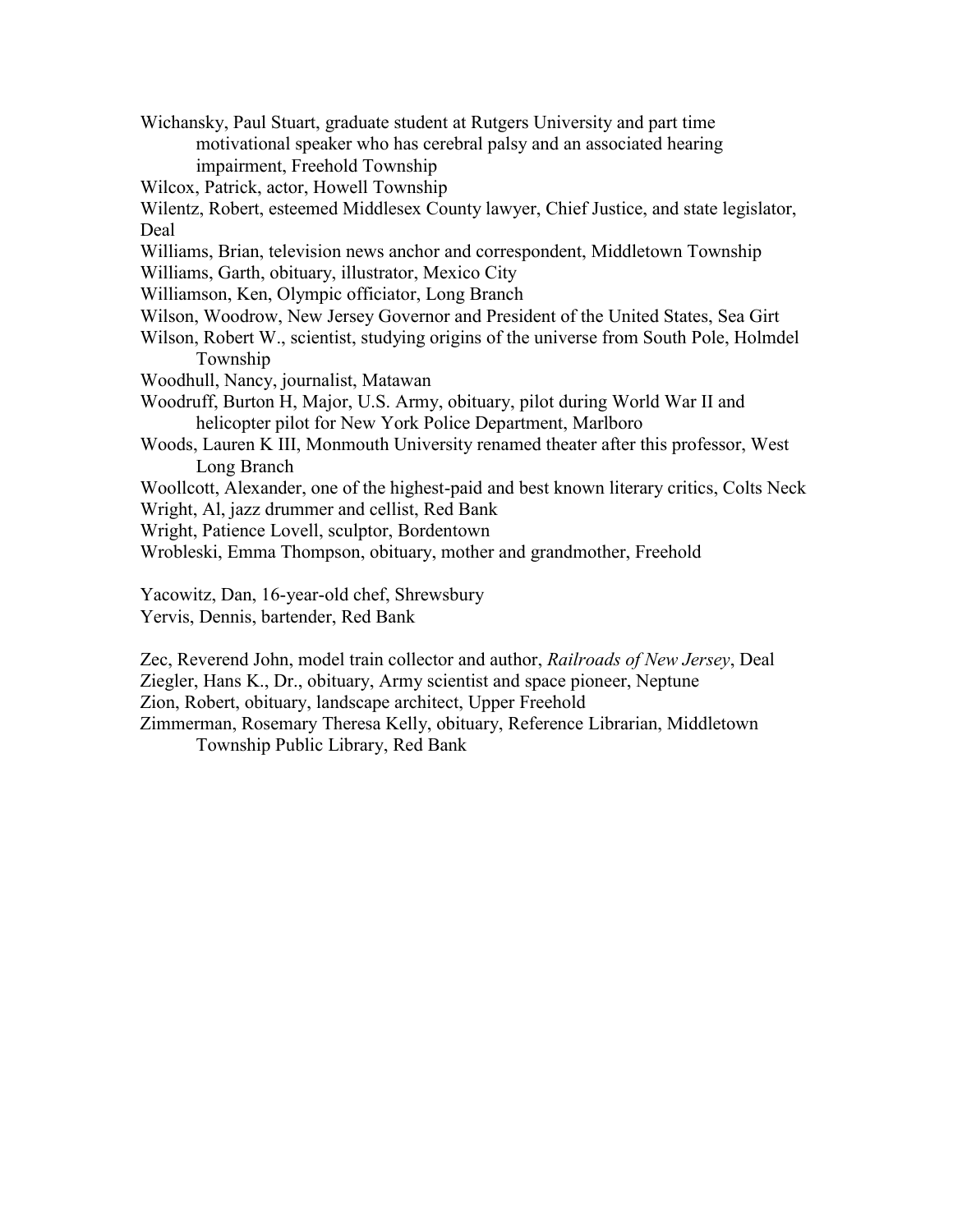Wichansky, Paul Stuart, graduate student at Rutgers University and part time motivational speaker who has cerebral palsy and an associated hearing impairment, Freehold Township

Wilcox, Patrick, actor, Howell Township

Wilentz, Robert, esteemed Middlesex County lawyer, Chief Justice, and state legislator, Deal

Williams, Brian, television news anchor and correspondent, Middletown Township

Williams, Garth, obituary, illustrator, Mexico City

Williamson, Ken, Olympic officiator, Long Branch

Wilson, Woodrow, New Jersey Governor and President of the United States, Sea Girt

Wilson, Robert W., scientist, studying origins of the universe from South Pole, Holmdel Township

Woodhull, Nancy, journalist, Matawan

Woodruff, Burton H, Major, U.S. Army, obituary, pilot during World War II and helicopter pilot for New York Police Department, Marlboro

Woods, Lauren K III, Monmouth University renamed theater after this professor, West Long Branch

Woollcott, Alexander, one of the highest-paid and best known literary critics, Colts Neck

Wright, Al, jazz drummer and cellist, Red Bank

Wright, Patience Lovell, sculptor, Bordentown

Wrobleski, Emma Thompson, obituary, mother and grandmother, Freehold

Yacowitz, Dan, 16-year-old chef, Shrewsbury

Yervis, Dennis, bartender, Red Bank

Zec, Reverend John, model train collector and author, *Railroads of New Jersey*, Deal

Ziegler, Hans K., Dr., obituary, Army scientist and space pioneer, Neptune

Zion, Robert, obituary, landscape architect, Upper Freehold

Zimmerman, Rosemary Theresa Kelly, obituary, Reference Librarian, Middletown Township Public Library, Red Bank